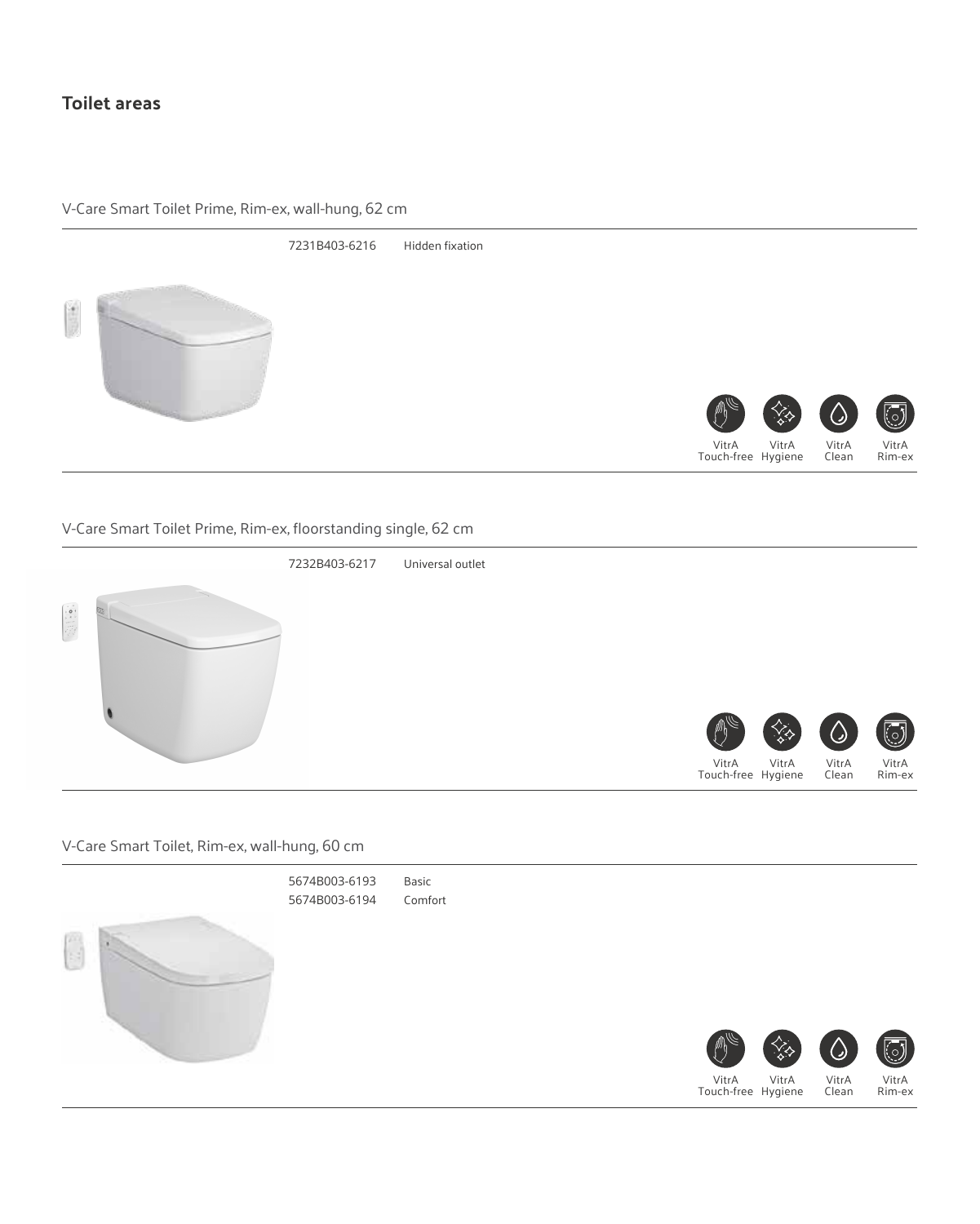## Toilet areas

### V-Care Smart Toilet Prime, Rim-ex, wall-hung, 62 cm

| | |
|---|---|
| 7231B403-6216 | Hidden fixation |

VitrA Touch-free VitrA Hygiene VitrA Clean VitrA Rim-ex

### V-Care Smart Toilet Prime, Rim-ex, floorstanding single, 62 cm

| | |
|---|---|
| 7232B403-6217 | Universal outlet |

VitrA Touch-free VitrA Hygiene VitrA Clean VitrA Rim-ex

### V-Care Smart Toilet, Rim-ex, wall-hung, 60 cm

| | |
|---|---|
| 5674B003-6193 | Basic |
| 5674B003-6194 | Comfort |

VitrA Touch-free VitrA Hygiene VitrA Clean VitrA Rim-ex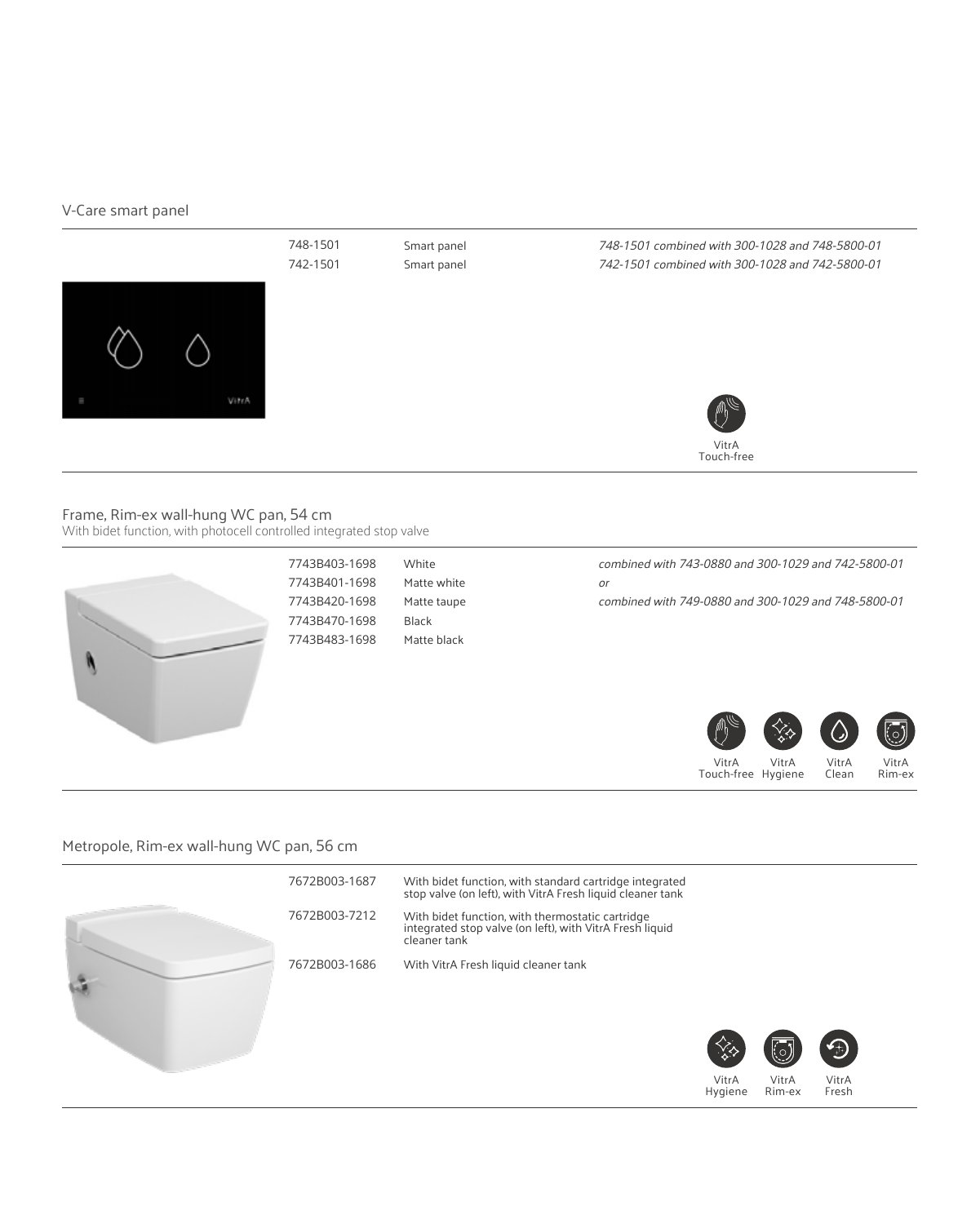## V-Care smart panel

| Code | Description | Notes |
|---|---|---|
| 748-1501 | Smart panel | *748-1501 combined with 300-1028 and 748-5800-01* |
| 742-1501 | Smart panel | *742-1501 combined with 300-1028 and 742-5800-01* |

VitrA Touch-free

## Frame, Rim-ex wall-hung WC pan, 54 cm

With bidet function, with photocell controlled integrated stop valve

| Code | Colour |
|---|---|
| 7743B403-1698 | White |
| 7743B401-1698 | Matte white |
| 7743B420-1698 | Matte taupe |
| 7743B470-1698 | Black |
| 7743B483-1698 | Matte black |

*combined with 743-0880 and 300-1029 and 742-5800-01*
*or*
*combined with 749-0880 and 300-1029 and 748-5800-01*

VitrA Touch-free, VitrA Hygiene, VitrA Clean, VitrA Rim-ex

## Metropole, Rim-ex wall-hung WC pan, 56 cm

| Code | Description |
|---|---|
| 7672B003-1687 | With bidet function, with standard cartridge integrated stop valve (on left), with VitrA Fresh liquid cleaner tank |
| 7672B003-7212 | With bidet function, with thermostatic cartridge integrated stop valve (on left), with VitrA Fresh liquid cleaner tank |
| 7672B003-1686 | With VitrA Fresh liquid cleaner tank |

VitrA Hygiene, VitrA Rim-ex, VitrA Fresh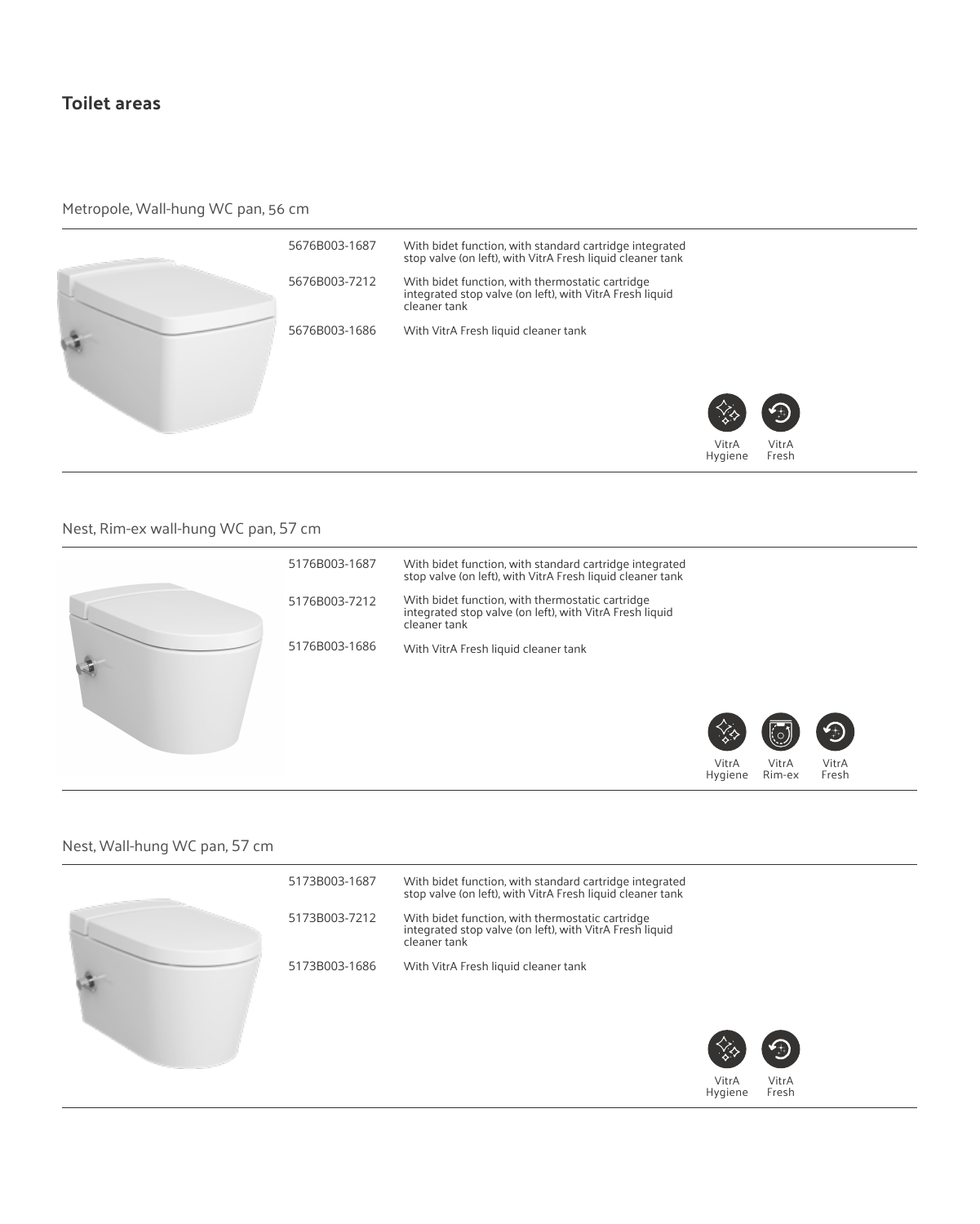## Toilet areas

### Metropole, Wall-hung WC pan, 56 cm

| | |
|---|---|
| 5676B003-1687 | With bidet function, with standard cartridge integrated stop valve (on left), with VitrA Fresh liquid cleaner tank |
| 5676B003-7212 | With bidet function, with thermostatic cartridge integrated stop valve (on left), with VitrA Fresh liquid cleaner tank |
| 5676B003-1686 | With VitrA Fresh liquid cleaner tank |

VitrA Hygiene · VitrA Fresh

### Nest, Rim-ex wall-hung WC pan, 57 cm

| | |
|---|---|
| 5176B003-1687 | With bidet function, with standard cartridge integrated stop valve (on left), with VitrA Fresh liquid cleaner tank |
| 5176B003-7212 | With bidet function, with thermostatic cartridge integrated stop valve (on left), with VitrA Fresh liquid cleaner tank |
| 5176B003-1686 | With VitrA Fresh liquid cleaner tank |

VitrA Hygiene · VitrA Rim-ex · VitrA Fresh

### Nest, Wall-hung WC pan, 57 cm

| | |
|---|---|
| 5173B003-1687 | With bidet function, with standard cartridge integrated stop valve (on left), with VitrA Fresh liquid cleaner tank |
| 5173B003-7212 | With bidet function, with thermostatic cartridge integrated stop valve (on left), with VitrA Fresh liquid cleaner tank |
| 5173B003-1686 | With VitrA Fresh liquid cleaner tank |

VitrA Hygiene · VitrA Fresh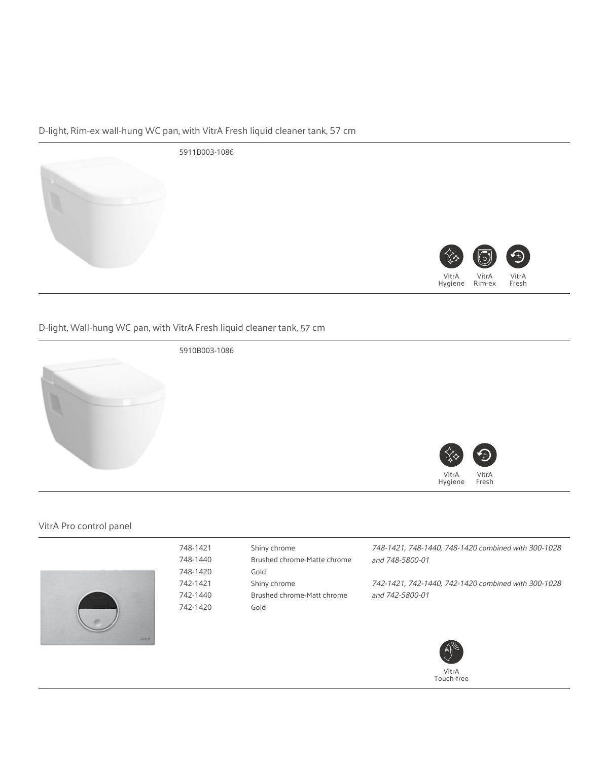## D-light, Rim-ex wall-hung WC pan, with VitrA Fresh liquid cleaner tank, 57 cm

5911B003-1086

VitrA Hygiene | VitrA Rim-ex | VitrA Fresh

## D-light, Wall-hung WC pan, with VitrA Fresh liquid cleaner tank, 57 cm

5910B003-1086

VitrA Hygiene | VitrA Fresh

## VitrA Pro control panel

| Code | Finish | Notes |
|---|---|---|
| 748-1421 | Shiny chrome | *748-1421, 748-1440, 748-1420 combined with 300-1028 and 748-5800-01* |
| 748-1440 | Brushed chrome-Matte chrome | |
| 748-1420 | Gold | |
| 742-1421 | Shiny chrome | *742-1421, 742-1440, 742-1420 combined with 300-1028 and 742-5800-01* |
| 742-1440 | Brushed chrome-Matt chrome | |
| 742-1420 | Gold | |

VitrA Touch-free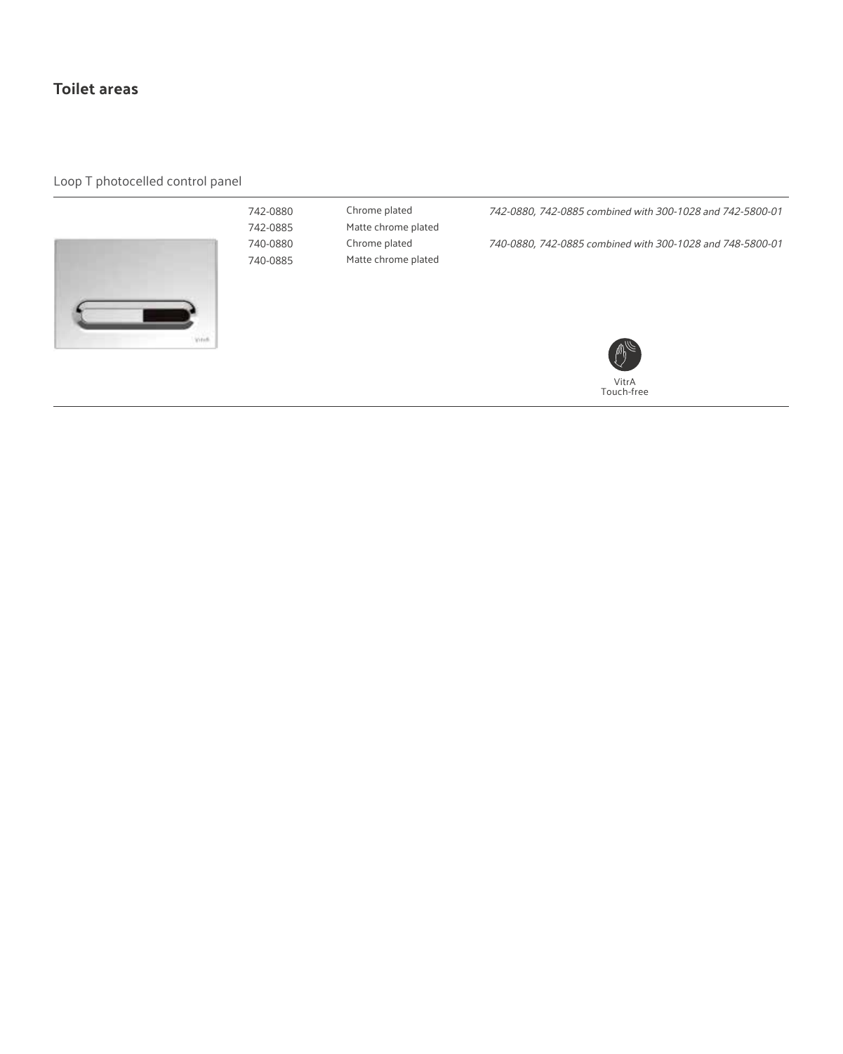## Toilet areas

Loop T photocelled control panel

| | | | |
|---|---|---|---|
| | 742-0880 | Chrome plated | *742-0880, 742-0885 combined with 300-1028 and 742-5800-01* |
| | 742-0885 | Matte chrome plated | |
| | 740-0880 | Chrome plated | *740-0880, 742-0885 combined with 300-1028 and 748-5800-01* |
| | 740-0885 | Matte chrome plated | |

VitrA Touch-free